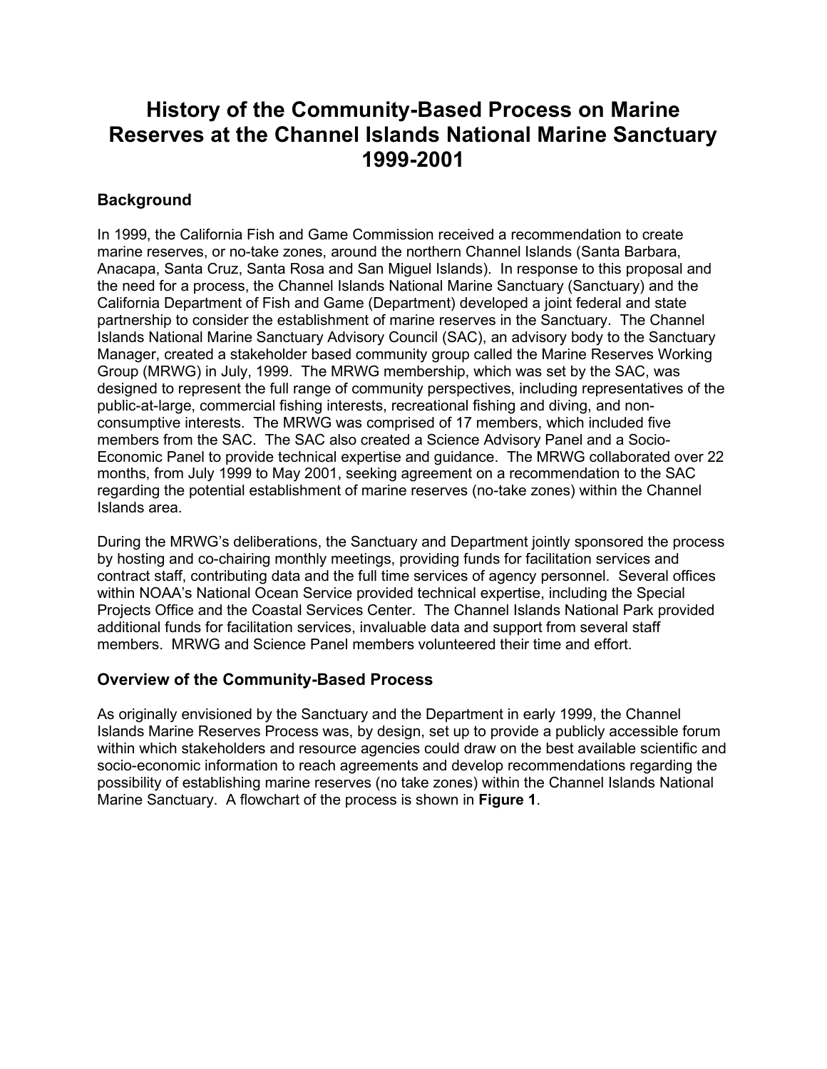# History of the Community-Based Process on Marine Reserves at the Channel Islands National Marine Sanctuary 1999-2001

## Background

In 1999, the California Fish and Game Commission received a recommendation to create marine reserves, or no-take zones, around the northern Channel Islands (Santa Barbara, Anacapa, Santa Cruz, Santa Rosa and San Miguel Islands). In response to this proposal and the need for a process, the Channel Islands National Marine Sanctuary (Sanctuary) and the California Department of Fish and Game (Department) developed a joint federal and state partnership to consider the establishment of marine reserves in the Sanctuary. The Channel Islands National Marine Sanctuary Advisory Council (SAC), an advisory body to the Sanctuary Manager, created a stakeholder based community group called the Marine Reserves Working Group (MRWG) in July, 1999. The MRWG membership, which was set by the SAC, was designed to represent the full range of community perspectives, including representatives of the public-at-large, commercial fishing interests, recreational fishing and diving, and non-consumptive interests. The MRWG was comprised of 17 members, which included five members from the SAC. The SAC also created a Science Advisory Panel and a Socio-Economic Panel to provide technical expertise and guidance. The MRWG collaborated over 22 months, from July 1999 to May 2001, seeking agreement on a recommendation to the SAC regarding the potential establishment of marine reserves (no-take zones) within the Channel Islands area.

During the MRWG's deliberations, the Sanctuary and Department jointly sponsored the process by hosting and co-chairing monthly meetings, providing funds for facilitation services and contract staff, contributing data and the full time services of agency personnel. Several offices within NOAA's National Ocean Service provided technical expertise, including the Special Projects Office and the Coastal Services Center. The Channel Islands National Park provided additional funds for facilitation services, invaluable data and support from several staff members. MRWG and Science Panel members volunteered their time and effort.

## Overview of the Community-Based Process

As originally envisioned by the Sanctuary and the Department in early 1999, the Channel Islands Marine Reserves Process was, by design, set up to provide a publicly accessible forum within which stakeholders and resource agencies could draw on the best available scientific and socio-economic information to reach agreements and develop recommendations regarding the possibility of establishing marine reserves (no take zones) within the Channel Islands National Marine Sanctuary. A flowchart of the process is shown in **Figure 1**.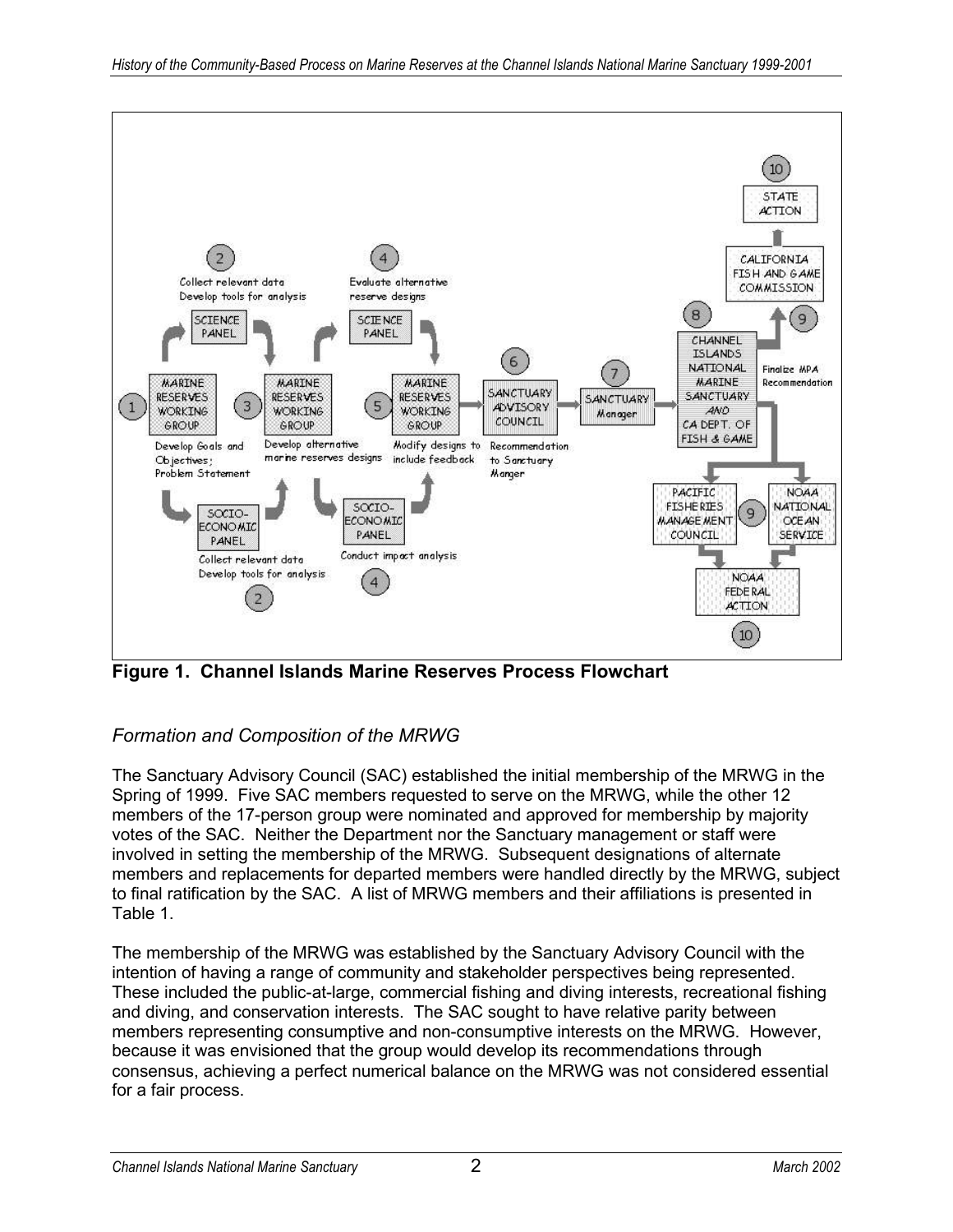**Figure 1. Channel Islands Marine Reserves Process Flowchart**

*Formation and Composition of the MRWG*

The Sanctuary Advisory Council (SAC) established the initial membership of the MRWG in the Spring of 1999. Five SAC members requested to serve on the MRWG, while the other 12 members of the 17-person group were nominated and approved for membership by majority votes of the SAC. Neither the Department nor the Sanctuary management or staff were involved in setting the membership of the MRWG. Subsequent designations of alternate members and replacements for departed members were handled directly by the MRWG, subject to final ratification by the SAC. A list of MRWG members and their affiliations is presented in Table 1.

The membership of the MRWG was established by the Sanctuary Advisory Council with the intention of having a range of community and stakeholder perspectives being represented. These included the public-at-large, commercial fishing and diving interests, recreational fishing and diving, and conservation interests. The SAC sought to have relative parity between members representing consumptive and non-consumptive interests on the MRWG. However, because it was envisioned that the group would develop its recommendations through consensus, achieving a perfect numerical balance on the MRWG was not considered essential for a fair process.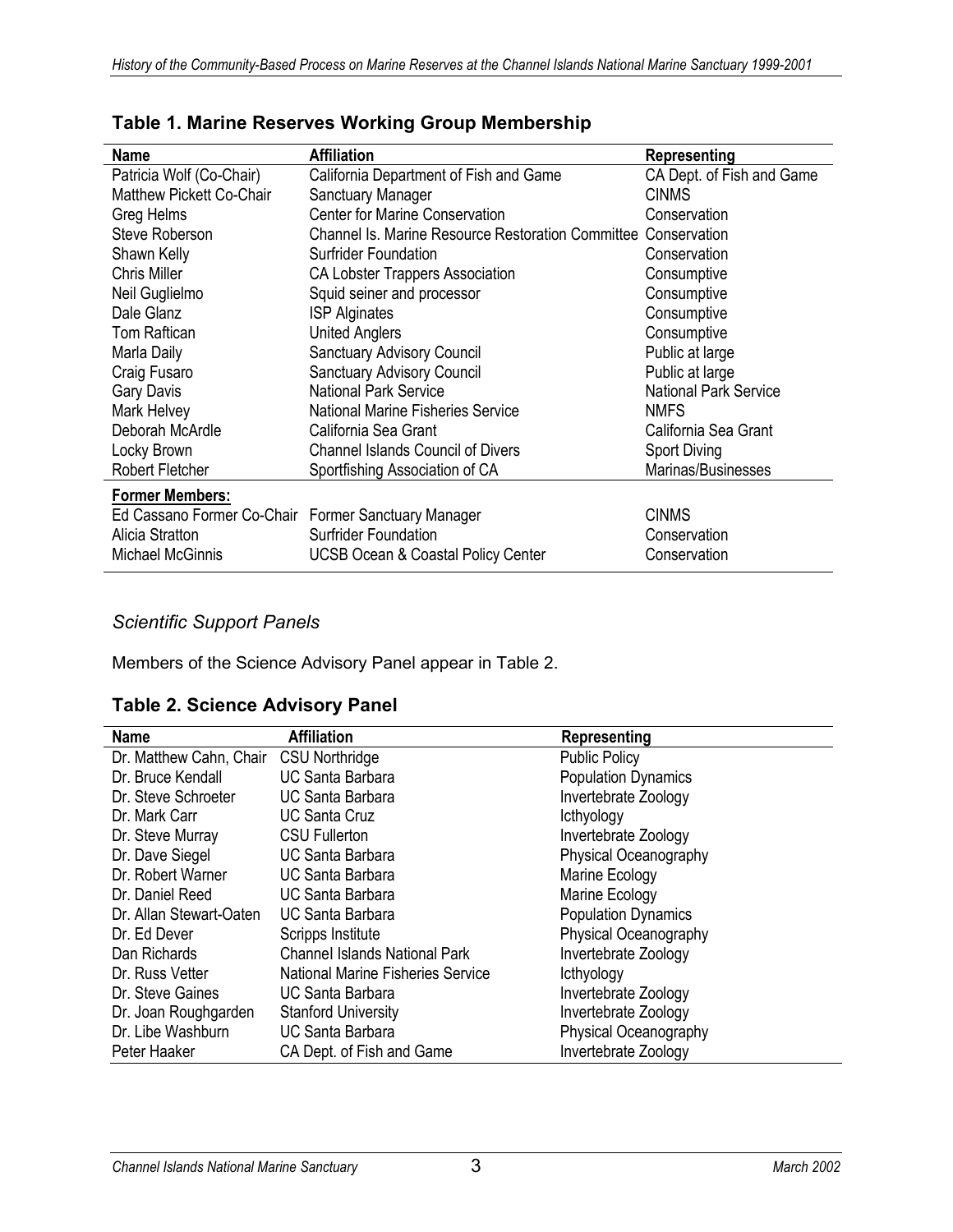**Table 1. Marine Reserves Working Group Membership**

| Name | Affiliation | Representing |
|---|---|---|
| Patricia Wolf (Co-Chair) | California Department of Fish and Game | CA Dept. of Fish and Game |
| Matthew Pickett Co-Chair | Sanctuary Manager | CINMS |
| Greg Helms | Center for Marine Conservation | Conservation |
| Steve Roberson | Channel Is. Marine Resource Restoration Committee | Conservation |
| Shawn Kelly | Surfrider Foundation | Conservation |
| Chris Miller | CA Lobster Trappers Association | Consumptive |
| Neil Guglielmo | Squid seiner and processor | Consumptive |
| Dale Glanz | ISP Alginates | Consumptive |
| Tom Raftican | United Anglers | Consumptive |
| Marla Daily | Sanctuary Advisory Council | Public at large |
| Craig Fusaro | Sanctuary Advisory Council | Public at large |
| Gary Davis | National Park Service | National Park Service |
| Mark Helvey | National Marine Fisheries Service | NMFS |
| Deborah McArdle | California Sea Grant | California Sea Grant |
| Locky Brown | Channel Islands Council of Divers | Sport Diving |
| Robert Fletcher | Sportfishing Association of CA | Marinas/Businesses |
| **Former Members:** | | |
| Ed Cassano Former Co-Chair | Former Sanctuary Manager | CINMS |
| Alicia Stratton | Surfrider Foundation | Conservation |
| Michael McGinnis | UCSB Ocean & Coastal Policy Center | Conservation |

### *Scientific Support Panels*

Members of the Science Advisory Panel appear in Table 2.

**Table 2. Science Advisory Panel**

| Name | Affiliation | Representing |
|---|---|---|
| Dr. Matthew Cahn, Chair | CSU Northridge | Public Policy |
| Dr. Bruce Kendall | UC Santa Barbara | Population Dynamics |
| Dr. Steve Schroeter | UC Santa Barbara | Invertebrate Zoology |
| Dr. Mark Carr | UC Santa Cruz | Icthyology |
| Dr. Steve Murray | CSU Fullerton | Invertebrate Zoology |
| Dr. Dave Siegel | UC Santa Barbara | Physical Oceanography |
| Dr. Robert Warner | UC Santa Barbara | Marine Ecology |
| Dr. Daniel Reed | UC Santa Barbara | Marine Ecology |
| Dr. Allan Stewart-Oaten | UC Santa Barbara | Population Dynamics |
| Dr. Ed Dever | Scripps Institute | Physical Oceanography |
| Dan Richards | Channel Islands National Park | Invertebrate Zoology |
| Dr. Russ Vetter | National Marine Fisheries Service | Icthyology |
| Dr. Steve Gaines | UC Santa Barbara | Invertebrate Zoology |
| Dr. Joan Roughgarden | Stanford University | Invertebrate Zoology |
| Dr. Libe Washburn | UC Santa Barbara | Physical Oceanography |
| Peter Haaker | CA Dept. of Fish and Game | Invertebrate Zoology |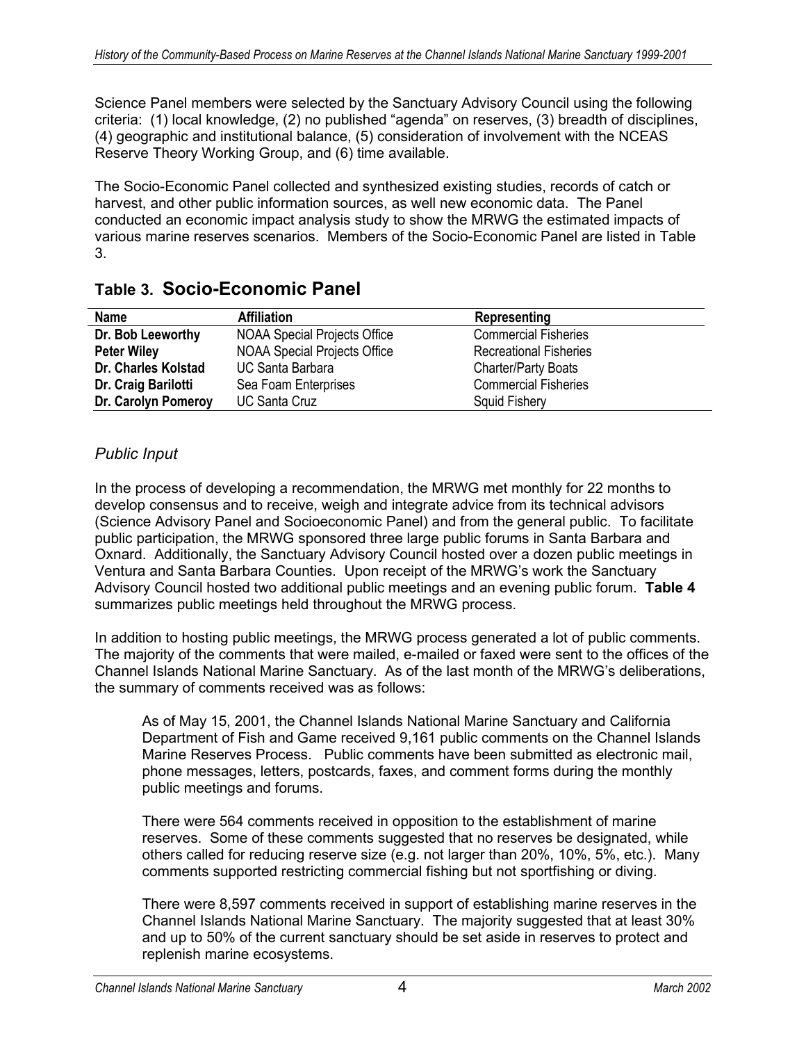Science Panel members were selected by the Sanctuary Advisory Council using the following criteria: (1) local knowledge, (2) no published "agenda" on reserves, (3) breadth of disciplines, (4) geographic and institutional balance, (5) consideration of involvement with the NCEAS Reserve Theory Working Group, and (6) time available.

The Socio-Economic Panel collected and synthesized existing studies, records of catch or harvest, and other public information sources, as well new economic data. The Panel conducted an economic impact analysis study to show the MRWG the estimated impacts of various marine reserves scenarios. Members of the Socio-Economic Panel are listed in Table 3.

## Table 3. Socio-Economic Panel

| Name | Affiliation | Representing |
|---|---|---|
| **Dr. Bob Leeworthy** | NOAA Special Projects Office | Commercial Fisheries |
| **Peter Wiley** | NOAA Special Projects Office | Recreational Fisheries |
| **Dr. Charles Kolstad** | UC Santa Barbara | Charter/Party Boats |
| **Dr. Craig Barilotti** | Sea Foam Enterprises | Commercial Fisheries |
| **Dr. Carolyn Pomeroy** | UC Santa Cruz | Squid Fishery |

### *Public Input*

In the process of developing a recommendation, the MRWG met monthly for 22 months to develop consensus and to receive, weigh and integrate advice from its technical advisors (Science Advisory Panel and Socioeconomic Panel) and from the general public. To facilitate public participation, the MRWG sponsored three large public forums in Santa Barbara and Oxnard. Additionally, the Sanctuary Advisory Council hosted over a dozen public meetings in Ventura and Santa Barbara Counties. Upon receipt of the MRWG's work the Sanctuary Advisory Council hosted two additional public meetings and an evening public forum. **Table 4** summarizes public meetings held throughout the MRWG process.

In addition to hosting public meetings, the MRWG process generated a lot of public comments. The majority of the comments that were mailed, e-mailed or faxed were sent to the offices of the Channel Islands National Marine Sanctuary. As of the last month of the MRWG's deliberations, the summary of comments received was as follows:

> As of May 15, 2001, the Channel Islands National Marine Sanctuary and California Department of Fish and Game received 9,161 public comments on the Channel Islands Marine Reserves Process. Public comments have been submitted as electronic mail, phone messages, letters, postcards, faxes, and comment forms during the monthly public meetings and forums.
>
> There were 564 comments received in opposition to the establishment of marine reserves. Some of these comments suggested that no reserves be designated, while others called for reducing reserve size (e.g. not larger than 20%, 10%, 5%, etc.). Many comments supported restricting commercial fishing but not sportfishing or diving.
>
> There were 8,597 comments received in support of establishing marine reserves in the Channel Islands National Marine Sanctuary. The majority suggested that at least 30% and up to 50% of the current sanctuary should be set aside in reserves to protect and replenish marine ecosystems.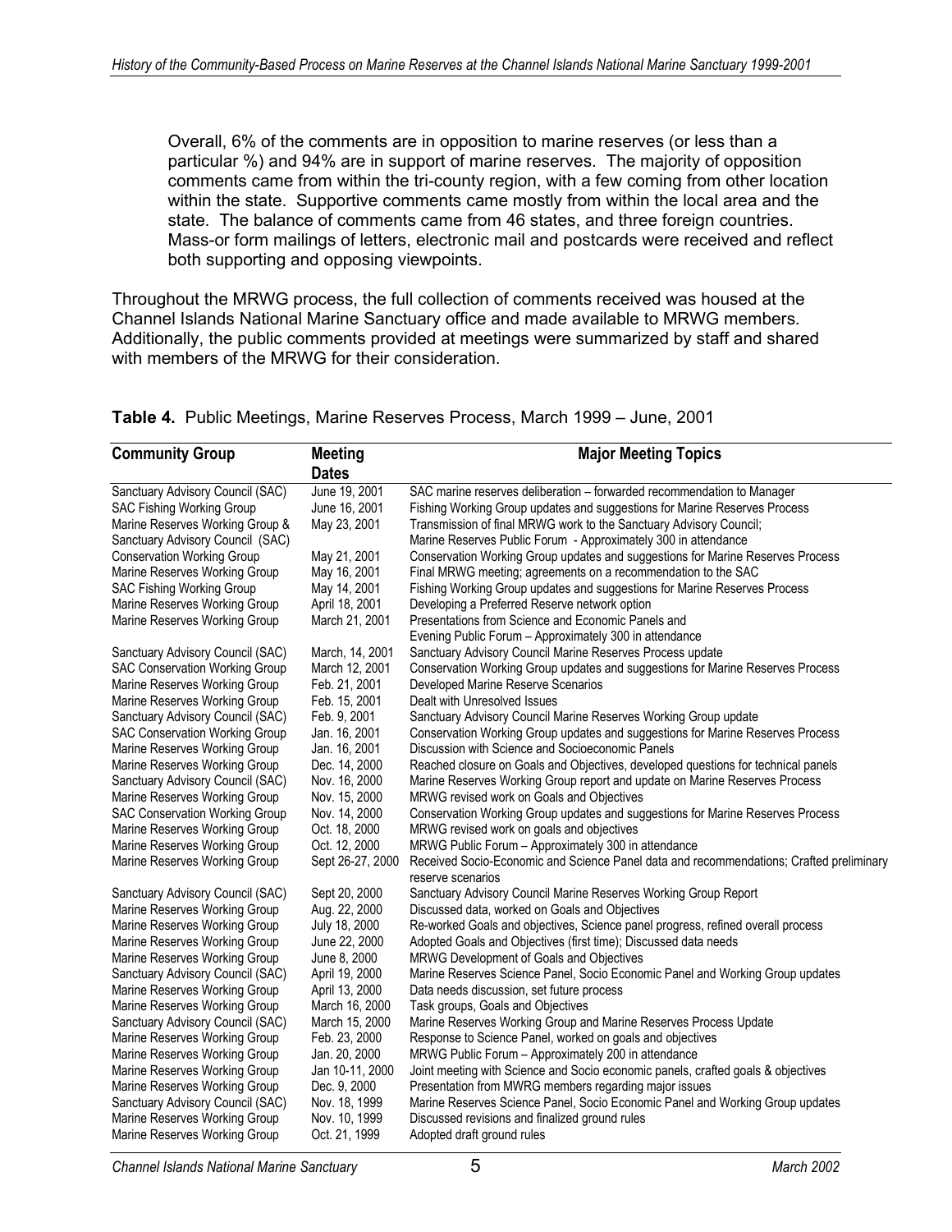Overall, 6% of the comments are in opposition to marine reserves (or less than a particular %) and 94% are in support of marine reserves. The majority of opposition comments came from within the tri-county region, with a few coming from other location within the state. Supportive comments came mostly from within the local area and the state. The balance of comments came from 46 states, and three foreign countries. Mass-or form mailings of letters, electronic mail and postcards were received and reflect both supporting and opposing viewpoints.

Throughout the MRWG process, the full collection of comments received was housed at the Channel Islands National Marine Sanctuary office and made available to MRWG members. Additionally, the public comments provided at meetings were summarized by staff and shared with members of the MRWG for their consideration.

**Table 4.** Public Meetings, Marine Reserves Process, March 1999 – June, 2001

| Community Group | Meeting Dates | Major Meeting Topics |
|---|---|---|
| Sanctuary Advisory Council (SAC) | June 19, 2001 | SAC marine reserves deliberation – forwarded recommendation to Manager |
| SAC Fishing Working Group | June 16, 2001 | Fishing Working Group updates and suggestions for Marine Reserves Process |
| Marine Reserves Working Group & Sanctuary Advisory Council (SAC) | May 23, 2001 | Transmission of final MRWG work to the Sanctuary Advisory Council; Marine Reserves Public Forum - Approximately 300 in attendance |
| Conservation Working Group | May 21, 2001 | Conservation Working Group updates and suggestions for Marine Reserves Process |
| Marine Reserves Working Group | May 16, 2001 | Final MRWG meeting; agreements on a recommendation to the SAC |
| SAC Fishing Working Group | May 14, 2001 | Fishing Working Group updates and suggestions for Marine Reserves Process |
| Marine Reserves Working Group | April 18, 2001 | Developing a Preferred Reserve network option |
| Marine Reserves Working Group | March 21, 2001 | Presentations from Science and Economic Panels and Evening Public Forum – Approximately 300 in attendance |
| Sanctuary Advisory Council (SAC) | March, 14, 2001 | Sanctuary Advisory Council Marine Reserves Process update |
| SAC Conservation Working Group | March 12, 2001 | Conservation Working Group updates and suggestions for Marine Reserves Process |
| Marine Reserves Working Group | Feb. 21, 2001 | Developed Marine Reserve Scenarios |
| Marine Reserves Working Group | Feb. 15, 2001 | Dealt with Unresolved Issues |
| Sanctuary Advisory Council (SAC) | Feb. 9, 2001 | Sanctuary Advisory Council Marine Reserves Working Group update |
| SAC Conservation Working Group | Jan. 16, 2001 | Conservation Working Group updates and suggestions for Marine Reserves Process |
| Marine Reserves Working Group | Jan. 16, 2001 | Discussion with Science and Socioeconomic Panels |
| Marine Reserves Working Group | Dec. 14, 2000 | Reached closure on Goals and Objectives, developed questions for technical panels |
| Sanctuary Advisory Council (SAC) | Nov. 16, 2000 | Marine Reserves Working Group report and update on Marine Reserves Process |
| Marine Reserves Working Group | Nov. 15, 2000 | MRWG revised work on Goals and Objectives |
| SAC Conservation Working Group | Nov. 14, 2000 | Conservation Working Group updates and suggestions for Marine Reserves Process |
| Marine Reserves Working Group | Oct. 18, 2000 | MRWG revised work on goals and objectives |
| Marine Reserves Working Group | Oct. 12, 2000 | MRWG Public Forum – Approximately 300 in attendance |
| Marine Reserves Working Group | Sept 26-27, 2000 | Received Socio-Economic and Science Panel data and recommendations; Crafted preliminary reserve scenarios |
| Sanctuary Advisory Council (SAC) | Sept 20, 2000 | Sanctuary Advisory Council Marine Reserves Working Group Report |
| Marine Reserves Working Group | Aug. 22, 2000 | Discussed data, worked on Goals and Objectives |
| Marine Reserves Working Group | July 18, 2000 | Re-worked Goals and objectives, Science panel progress, refined overall process |
| Marine Reserves Working Group | June 22, 2000 | Adopted Goals and Objectives (first time); Discussed data needs |
| Marine Reserves Working Group | June 8, 2000 | MRWG Development of Goals and Objectives |
| Sanctuary Advisory Council (SAC) | April 19, 2000 | Marine Reserves Science Panel, Socio Economic Panel and Working Group updates |
| Marine Reserves Working Group | April 13, 2000 | Data needs discussion, set future process |
| Marine Reserves Working Group | March 16, 2000 | Task groups, Goals and Objectives |
| Sanctuary Advisory Council (SAC) | March 15, 2000 | Marine Reserves Working Group and Marine Reserves Process Update |
| Marine Reserves Working Group | Feb. 23, 2000 | Response to Science Panel, worked on goals and objectives |
| Marine Reserves Working Group | Jan. 20, 2000 | MRWG Public Forum – Approximately 200 in attendance |
| Marine Reserves Working Group | Jan 10-11, 2000 | Joint meeting with Science and Socio economic panels, crafted goals & objectives |
| Marine Reserves Working Group | Dec. 9, 2000 | Presentation from MWRG members regarding major issues |
| Sanctuary Advisory Council (SAC) | Nov. 18, 1999 | Marine Reserves Science Panel, Socio Economic Panel and Working Group updates |
| Marine Reserves Working Group | Nov. 10, 1999 | Discussed revisions and finalized ground rules |
| Marine Reserves Working Group | Oct. 21, 1999 | Adopted draft ground rules |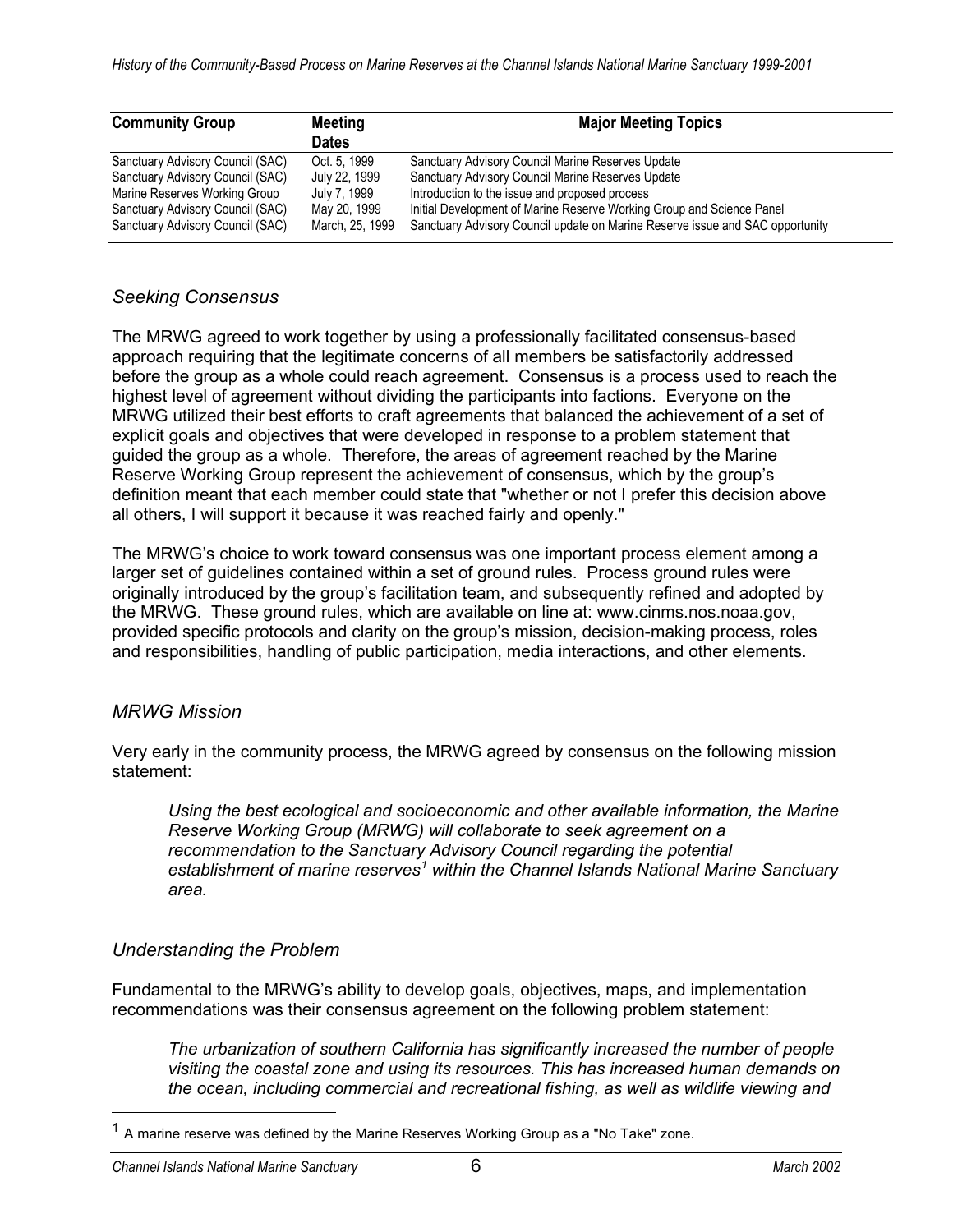| Community Group | Meeting Dates | Major Meeting Topics |
| --- | --- | --- |
| Sanctuary Advisory Council (SAC) | Oct. 5, 1999 | Sanctuary Advisory Council Marine Reserves Update |
| Sanctuary Advisory Council (SAC) | July 22, 1999 | Sanctuary Advisory Council Marine Reserves Update |
| Marine Reserves Working Group | July 7, 1999 | Introduction to the issue and proposed process |
| Sanctuary Advisory Council (SAC) | May 20, 1999 | Initial Development of Marine Reserve Working Group and Science Panel |
| Sanctuary Advisory Council (SAC) | March, 25, 1999 | Sanctuary Advisory Council update on Marine Reserve issue and SAC opportunity |

## *Seeking Consensus*

The MRWG agreed to work together by using a professionally facilitated consensus-based approach requiring that the legitimate concerns of all members be satisfactorily addressed before the group as a whole could reach agreement. Consensus is a process used to reach the highest level of agreement without dividing the participants into factions. Everyone on the MRWG utilized their best efforts to craft agreements that balanced the achievement of a set of explicit goals and objectives that were developed in response to a problem statement that guided the group as a whole. Therefore, the areas of agreement reached by the Marine Reserve Working Group represent the achievement of consensus, which by the group's definition meant that each member could state that "whether or not I prefer this decision above all others, I will support it because it was reached fairly and openly."

The MRWG's choice to work toward consensus was one important process element among a larger set of guidelines contained within a set of ground rules. Process ground rules were originally introduced by the group's facilitation team, and subsequently refined and adopted by the MRWG. These ground rules, which are available on line at: www.cinms.nos.noaa.gov, provided specific protocols and clarity on the group's mission, decision-making process, roles and responsibilities, handling of public participation, media interactions, and other elements.

## *MRWG Mission*

Very early in the community process, the MRWG agreed by consensus on the following mission statement:

> *Using the best ecological and socioeconomic and other available information, the Marine Reserve Working Group (MRWG) will collaborate to seek agreement on a recommendation to the Sanctuary Advisory Council regarding the potential establishment of marine reserves[1] within the Channel Islands National Marine Sanctuary area.*

## *Understanding the Problem*

Fundamental to the MRWG's ability to develop goals, objectives, maps, and implementation recommendations was their consensus agreement on the following problem statement:

> *The urbanization of southern California has significantly increased the number of people visiting the coastal zone and using its resources. This has increased human demands on the ocean, including commercial and recreational fishing, as well as wildlife viewing and*

[1] A marine reserve was defined by the Marine Reserves Working Group as a "No Take" zone.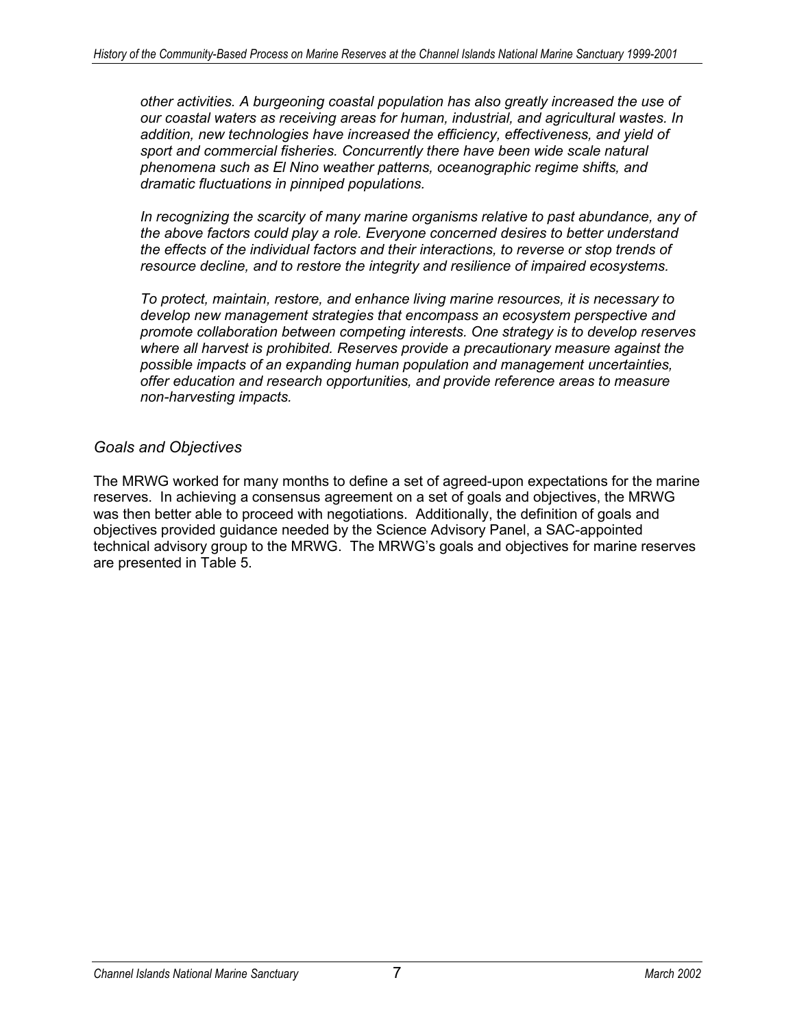*other activities. A burgeoning coastal population has also greatly increased the use of our coastal waters as receiving areas for human, industrial, and agricultural wastes. In addition, new technologies have increased the efficiency, effectiveness, and yield of sport and commercial fisheries. Concurrently there have been wide scale natural phenomena such as El Nino weather patterns, oceanographic regime shifts, and dramatic fluctuations in pinniped populations.*

*In recognizing the scarcity of many marine organisms relative to past abundance, any of the above factors could play a role. Everyone concerned desires to better understand the effects of the individual factors and their interactions, to reverse or stop trends of resource decline, and to restore the integrity and resilience of impaired ecosystems.*

*To protect, maintain, restore, and enhance living marine resources, it is necessary to develop new management strategies that encompass an ecosystem perspective and promote collaboration between competing interests. One strategy is to develop reserves where all harvest is prohibited. Reserves provide a precautionary measure against the possible impacts of an expanding human population and management uncertainties, offer education and research opportunities, and provide reference areas to measure non-harvesting impacts.*

### *Goals and Objectives*

The MRWG worked for many months to define a set of agreed-upon expectations for the marine reserves. In achieving a consensus agreement on a set of goals and objectives, the MRWG was then better able to proceed with negotiations. Additionally, the definition of goals and objectives provided guidance needed by the Science Advisory Panel, a SAC-appointed technical advisory group to the MRWG. The MRWG's goals and objectives for marine reserves are presented in Table 5.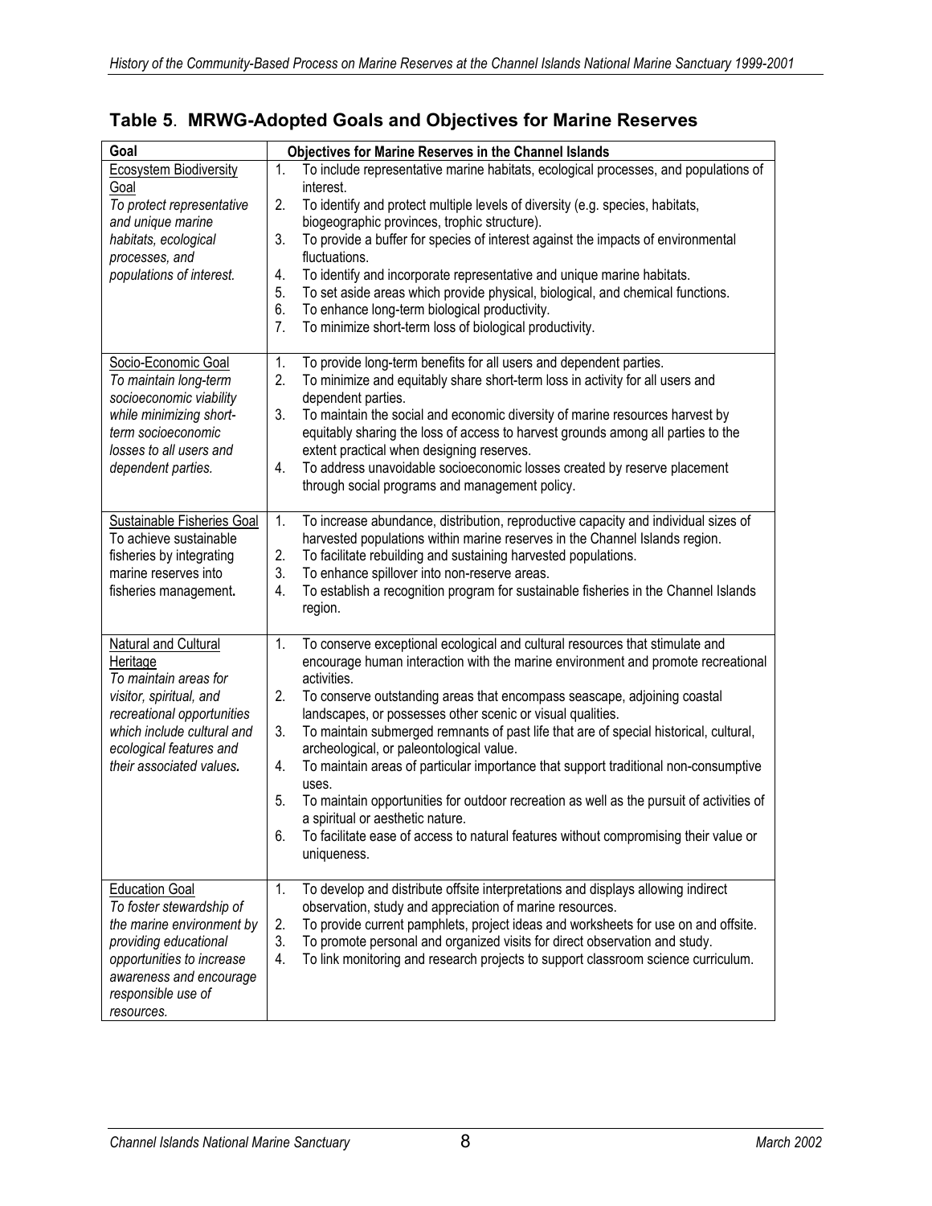## Table 5. MRWG-Adopted Goals and Objectives for Marine Reserves

| Goal | Objectives for Marine Reserves in the Channel Islands |
|---|---|
| Ecosystem Biodiversity Goal<br>*To protect representative and unique marine habitats, ecological processes, and populations of interest.* | 1. To include representative marine habitats, ecological processes, and populations of interest.<br>2. To identify and protect multiple levels of diversity (e.g. species, habitats, biogeographic provinces, trophic structure).<br>3. To provide a buffer for species of interest against the impacts of environmental fluctuations.<br>4. To identify and incorporate representative and unique marine habitats.<br>5. To set aside areas which provide physical, biological, and chemical functions.<br>6. To enhance long-term biological productivity.<br>7. To minimize short-term loss of biological productivity. |
| Socio-Economic Goal<br>*To maintain long-term socioeconomic viability while minimizing short-term socioeconomic losses to all users and dependent parties.* | 1. To provide long-term benefits for all users and dependent parties.<br>2. To minimize and equitably share short-term loss in activity for all users and dependent parties.<br>3. To maintain the social and economic diversity of marine resources harvest by equitably sharing the loss of access to harvest grounds among all parties to the extent practical when designing reserves.<br>4. To address unavoidable socioeconomic losses created by reserve placement through social programs and management policy. |
| Sustainable Fisheries Goal<br>To achieve sustainable fisheries by integrating marine reserves into fisheries management**.** | 1. To increase abundance, distribution, reproductive capacity and individual sizes of harvested populations within marine reserves in the Channel Islands region.<br>2. To facilitate rebuilding and sustaining harvested populations.<br>3. To enhance spillover into non-reserve areas.<br>4. To establish a recognition program for sustainable fisheries in the Channel Islands region. |
| Natural and Cultural Heritage<br>*To maintain areas for visitor, spiritual, and recreational opportunities which include cultural and ecological features and their associated values.* | 1. To conserve exceptional ecological and cultural resources that stimulate and encourage human interaction with the marine environment and promote recreational activities.<br>2. To conserve outstanding areas that encompass seascape, adjoining coastal landscapes, or possesses other scenic or visual qualities.<br>3. To maintain submerged remnants of past life that are of special historical, cultural, archeological, or paleontological value.<br>4. To maintain areas of particular importance that support traditional non-consumptive uses.<br>5. To maintain opportunities for outdoor recreation as well as the pursuit of activities of a spiritual or aesthetic nature.<br>6. To facilitate ease of access to natural features without compromising their value or uniqueness. |
| Education Goal<br>*To foster stewardship of the marine environment by providing educational opportunities to increase awareness and encourage responsible use of resources.* | 1. To develop and distribute offsite interpretations and displays allowing indirect observation, study and appreciation of marine resources.<br>2. To provide current pamphlets, project ideas and worksheets for use on and offsite.<br>3. To promote personal and organized visits for direct observation and study.<br>4. To link monitoring and research projects to support classroom science curriculum. |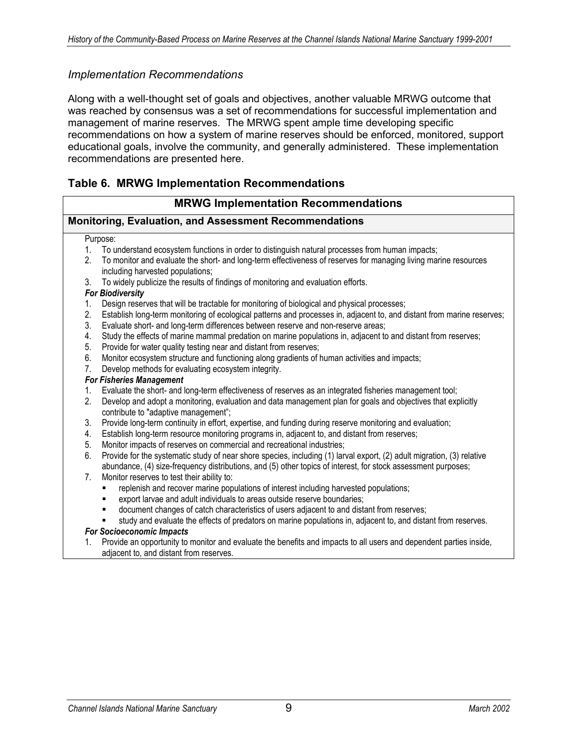*Implementation Recommendations*

Along with a well-thought set of goals and objectives, another valuable MRWG outcome that was reached by consensus was a set of recommendations for successful implementation and management of marine reserves. The MRWG spent ample time developing specific recommendations on how a system of marine reserves should be enforced, monitored, support educational goals, involve the community, and generally administered. These implementation recommendations are presented here.

### Table 6. MRWG Implementation Recommendations

**MRWG Implementation Recommendations**

**Monitoring, Evaluation, and Assessment Recommendations**

Purpose:

1. To understand ecosystem functions in order to distinguish natural processes from human impacts;
2. To monitor and evaluate the short- and long-term effectiveness of reserves for managing living marine resources including harvested populations;
3. To widely publicize the results of findings of monitoring and evaluation efforts.

***For Biodiversity***

1. Design reserves that will be tractable for monitoring of biological and physical processes;
2. Establish long-term monitoring of ecological patterns and processes in, adjacent to, and distant from marine reserves;
3. Evaluate short- and long-term differences between reserve and non-reserve areas;
4. Study the effects of marine mammal predation on marine populations in, adjacent to and distant from reserves;
5. Provide for water quality testing near and distant from reserves;
6. Monitor ecosystem structure and functioning along gradients of human activities and impacts;
7. Develop methods for evaluating ecosystem integrity.

***For Fisheries Management***

1. Evaluate the short- and long-term effectiveness of reserves as an integrated fisheries management tool;
2. Develop and adopt a monitoring, evaluation and data management plan for goals and objectives that explicitly contribute to "adaptive management";
3. Provide long-term continuity in effort, expertise, and funding during reserve monitoring and evaluation;
4. Establish long-term resource monitoring programs in, adjacent to, and distant from reserves;
5. Monitor impacts of reserves on commercial and recreational industries;
6. Provide for the systematic study of near shore species, including (1) larval export, (2) adult migration, (3) relative abundance, (4) size-frequency distributions, and (5) other topics of interest, for stock assessment purposes;
7. Monitor reserves to test their ability to:
   - replenish and recover marine populations of interest including harvested populations;
   - export larvae and adult individuals to areas outside reserve boundaries;
   - document changes of catch characteristics of users adjacent to and distant from reserves;
   - study and evaluate the effects of predators on marine populations in, adjacent to, and distant from reserves.

***For Socioeconomic Impacts***

1. Provide an opportunity to monitor and evaluate the benefits and impacts to all users and dependent parties inside, adjacent to, and distant from reserves.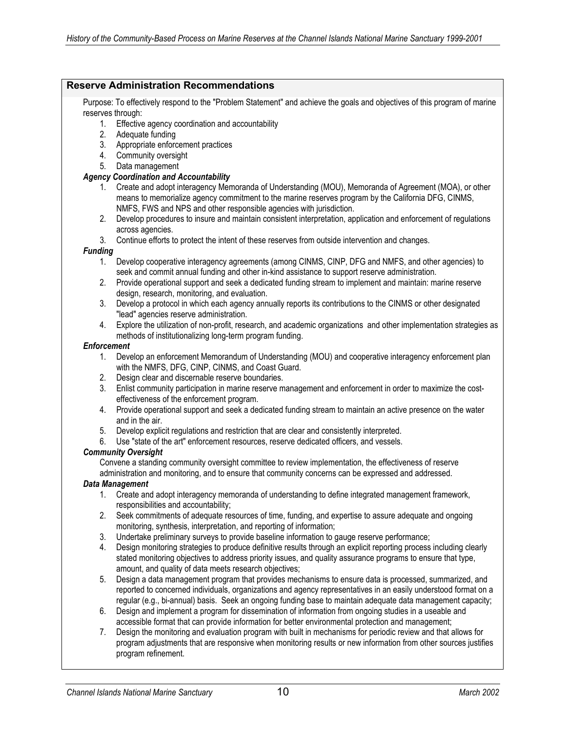## Reserve Administration Recommendations

Purpose: To effectively respond to the "Problem Statement" and achieve the goals and objectives of this program of marine reserves through:

1. Effective agency coordination and accountability
2. Adequate funding
3. Appropriate enforcement practices
4. Community oversight
5. Data management

### *Agency Coordination and Accountability*

1. Create and adopt interagency Memoranda of Understanding (MOU), Memoranda of Agreement (MOA), or other means to memorialize agency commitment to the marine reserves program by the California DFG, CINMS, NMFS, FWS and NPS and other responsible agencies with jurisdiction.
2. Develop procedures to insure and maintain consistent interpretation, application and enforcement of regulations across agencies.
3. Continue efforts to protect the intent of these reserves from outside intervention and changes.

### *Funding*

1. Develop cooperative interagency agreements (among CINMS, CINP, DFG and NMFS, and other agencies) to seek and commit annual funding and other in-kind assistance to support reserve administration.
2. Provide operational support and seek a dedicated funding stream to implement and maintain: marine reserve design, research, monitoring, and evaluation.
3. Develop a protocol in which each agency annually reports its contributions to the CINMS or other designated "lead" agencies reserve administration.
4. Explore the utilization of non-profit, research, and academic organizations and other implementation strategies as methods of institutionalizing long-term program funding.

### *Enforcement*

1. Develop an enforcement Memorandum of Understanding (MOU) and cooperative interagency enforcement plan with the NMFS, DFG, CINP, CINMS, and Coast Guard.
2. Design clear and discernable reserve boundaries.
3. Enlist community participation in marine reserve management and enforcement in order to maximize the cost-effectiveness of the enforcement program.
4. Provide operational support and seek a dedicated funding stream to maintain an active presence on the water and in the air.
5. Develop explicit regulations and restriction that are clear and consistently interpreted.
6. Use "state of the art" enforcement resources, reserve dedicated officers, and vessels.

### *Community Oversight*

Convene a standing community oversight committee to review implementation, the effectiveness of reserve administration and monitoring, and to ensure that community concerns can be expressed and addressed.

### *Data Management*

1. Create and adopt interagency memoranda of understanding to define integrated management framework, responsibilities and accountability;
2. Seek commitments of adequate resources of time, funding, and expertise to assure adequate and ongoing monitoring, synthesis, interpretation, and reporting of information;
3. Undertake preliminary surveys to provide baseline information to gauge reserve performance;
4. Design monitoring strategies to produce definitive results through an explicit reporting process including clearly stated monitoring objectives to address priority issues, and quality assurance programs to ensure that type, amount, and quality of data meets research objectives;
5. Design a data management program that provides mechanisms to ensure data is processed, summarized, and reported to concerned individuals, organizations and agency representatives in an easily understood format on a regular (e.g., bi-annual) basis. Seek an ongoing funding base to maintain adequate data management capacity;
6. Design and implement a program for dissemination of information from ongoing studies in a useable and accessible format that can provide information for better environmental protection and management;
7. Design the monitoring and evaluation program with built in mechanisms for periodic review and that allows for program adjustments that are responsive when monitoring results or new information from other sources justifies program refinement.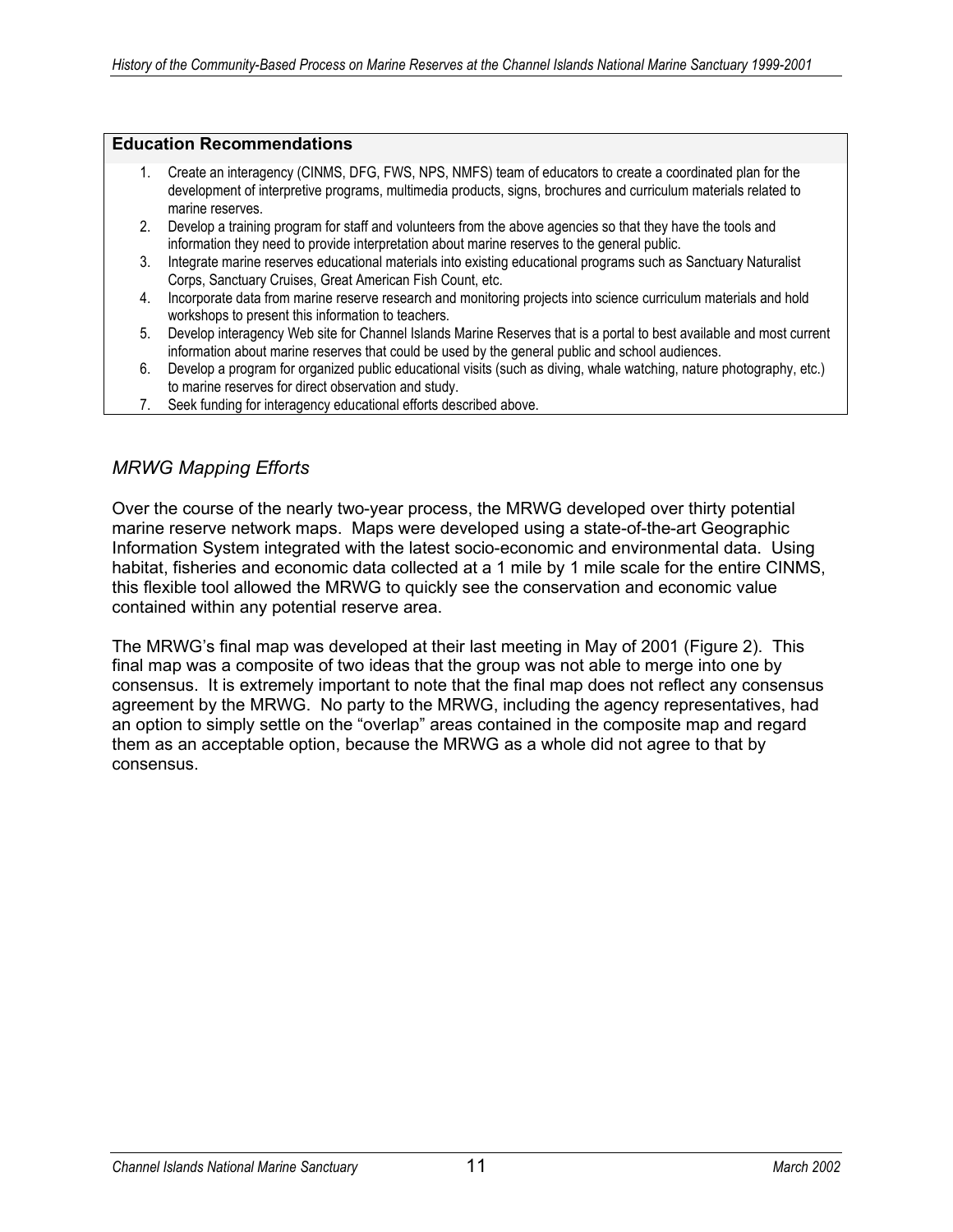**Education Recommendations**

1. Create an interagency (CINMS, DFG, FWS, NPS, NMFS) team of educators to create a coordinated plan for the development of interpretive programs, multimedia products, signs, brochures and curriculum materials related to marine reserves.
2. Develop a training program for staff and volunteers from the above agencies so that they have the tools and information they need to provide interpretation about marine reserves to the general public.
3. Integrate marine reserves educational materials into existing educational programs such as Sanctuary Naturalist Corps, Sanctuary Cruises, Great American Fish Count, etc.
4. Incorporate data from marine reserve research and monitoring projects into science curriculum materials and hold workshops to present this information to teachers.
5. Develop interagency Web site for Channel Islands Marine Reserves that is a portal to best available and most current information about marine reserves that could be used by the general public and school audiences.
6. Develop a program for organized public educational visits (such as diving, whale watching, nature photography, etc.) to marine reserves for direct observation and study.
7. Seek funding for interagency educational efforts described above.

### *MRWG Mapping Efforts*

Over the course of the nearly two-year process, the MRWG developed over thirty potential marine reserve network maps. Maps were developed using a state-of-the-art Geographic Information System integrated with the latest socio-economic and environmental data. Using habitat, fisheries and economic data collected at a 1 mile by 1 mile scale for the entire CINMS, this flexible tool allowed the MRWG to quickly see the conservation and economic value contained within any potential reserve area.

The MRWG's final map was developed at their last meeting in May of 2001 (Figure 2). This final map was a composite of two ideas that the group was not able to merge into one by consensus. It is extremely important to note that the final map does not reflect any consensus agreement by the MRWG. No party to the MRWG, including the agency representatives, had an option to simply settle on the "overlap" areas contained in the composite map and regard them as an acceptable option, because the MRWG as a whole did not agree to that by consensus.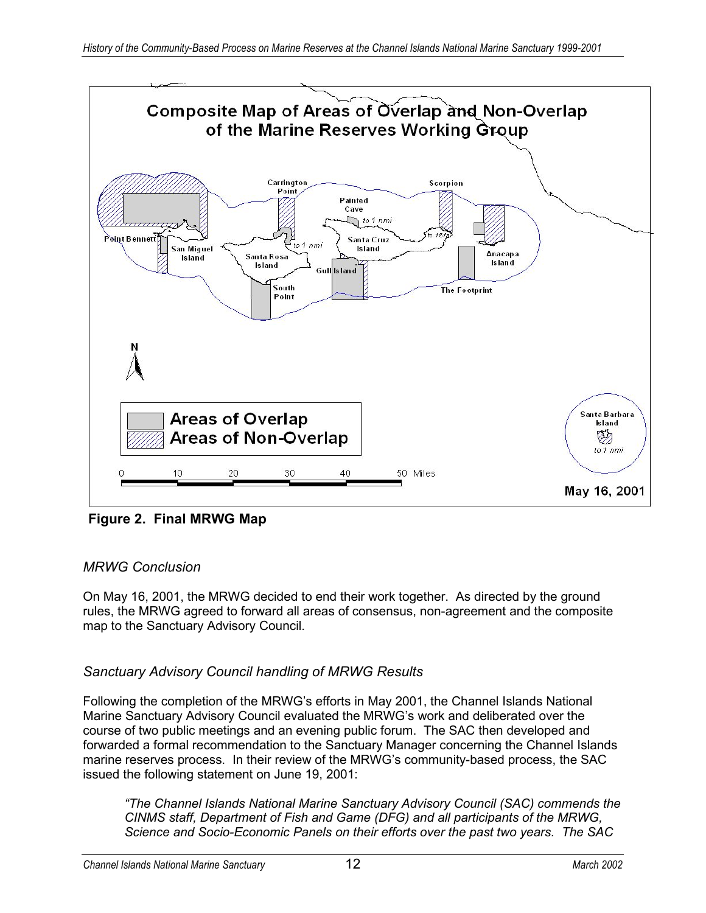**Figure 2. Final MRWG Map**

*MRWG Conclusion*

On May 16, 2001, the MRWG decided to end their work together. As directed by the ground rules, the MRWG agreed to forward all areas of consensus, non-agreement and the composite map to the Sanctuary Advisory Council.

*Sanctuary Advisory Council handling of MRWG Results*

Following the completion of the MRWG's efforts in May 2001, the Channel Islands National Marine Sanctuary Advisory Council evaluated the MRWG's work and deliberated over the course of two public meetings and an evening public forum. The SAC then developed and forwarded a formal recommendation to the Sanctuary Manager concerning the Channel Islands marine reserves process. In their review of the MRWG's community-based process, the SAC issued the following statement on June 19, 2001:

> *"The Channel Islands National Marine Sanctuary Advisory Council (SAC) commends the CINMS staff, Department of Fish and Game (DFG) and all participants of the MRWG, Science and Socio-Economic Panels on their efforts over the past two years. The SAC*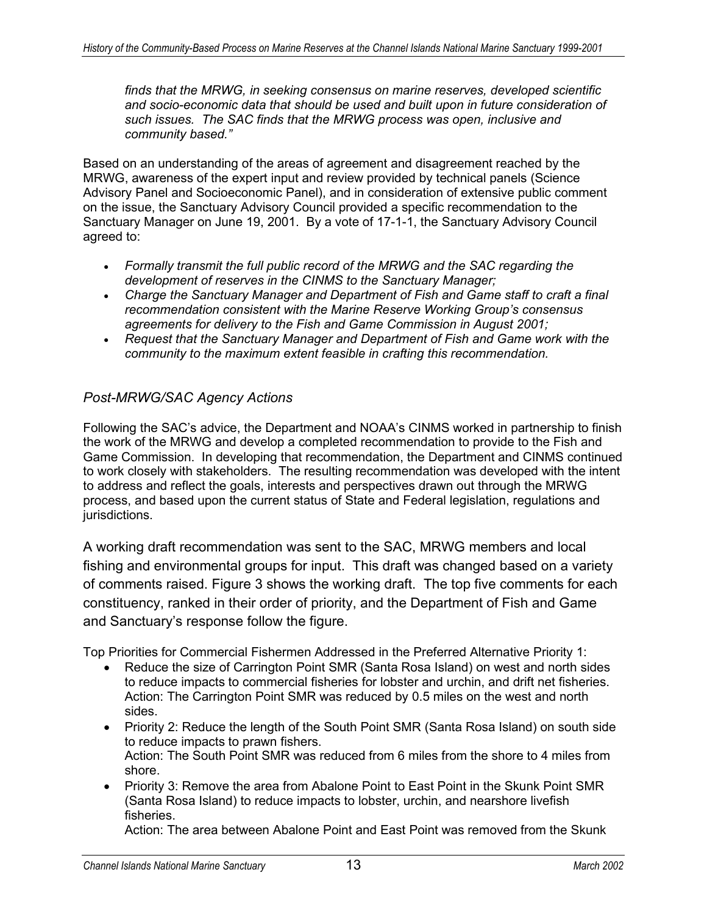*finds that the MRWG, in seeking consensus on marine reserves, developed scientific and socio-economic data that should be used and built upon in future consideration of such issues. The SAC finds that the MRWG process was open, inclusive and community based."*

Based on an understanding of the areas of agreement and disagreement reached by the MRWG, awareness of the expert input and review provided by technical panels (Science Advisory Panel and Socioeconomic Panel), and in consideration of extensive public comment on the issue, the Sanctuary Advisory Council provided a specific recommendation to the Sanctuary Manager on June 19, 2001. By a vote of 17-1-1, the Sanctuary Advisory Council agreed to:

- *Formally transmit the full public record of the MRWG and the SAC regarding the development of reserves in the CINMS to the Sanctuary Manager;*
- *Charge the Sanctuary Manager and Department of Fish and Game staff to craft a final recommendation consistent with the Marine Reserve Working Group's consensus agreements for delivery to the Fish and Game Commission in August 2001;*
- *Request that the Sanctuary Manager and Department of Fish and Game work with the community to the maximum extent feasible in crafting this recommendation.*

### *Post-MRWG/SAC Agency Actions*

Following the SAC's advice, the Department and NOAA's CINMS worked in partnership to finish the work of the MRWG and develop a completed recommendation to provide to the Fish and Game Commission. In developing that recommendation, the Department and CINMS continued to work closely with stakeholders. The resulting recommendation was developed with the intent to address and reflect the goals, interests and perspectives drawn out through the MRWG process, and based upon the current status of State and Federal legislation, regulations and jurisdictions.

A working draft recommendation was sent to the SAC, MRWG members and local fishing and environmental groups for input. This draft was changed based on a variety of comments raised. Figure 3 shows the working draft. The top five comments for each constituency, ranked in their order of priority, and the Department of Fish and Game and Sanctuary's response follow the figure.

Top Priorities for Commercial Fishermen Addressed in the Preferred Alternative Priority 1:

- Reduce the size of Carrington Point SMR (Santa Rosa Island) on west and north sides to reduce impacts to commercial fisheries for lobster and urchin, and drift net fisheries. Action: The Carrington Point SMR was reduced by 0.5 miles on the west and north sides.
- Priority 2: Reduce the length of the South Point SMR (Santa Rosa Island) on south side to reduce impacts to prawn fishers.
  Action: The South Point SMR was reduced from 6 miles from the shore to 4 miles from shore.
- Priority 3: Remove the area from Abalone Point to East Point in the Skunk Point SMR (Santa Rosa Island) to reduce impacts to lobster, urchin, and nearshore livefish fisheries.
  Action: The area between Abalone Point and East Point was removed from the Skunk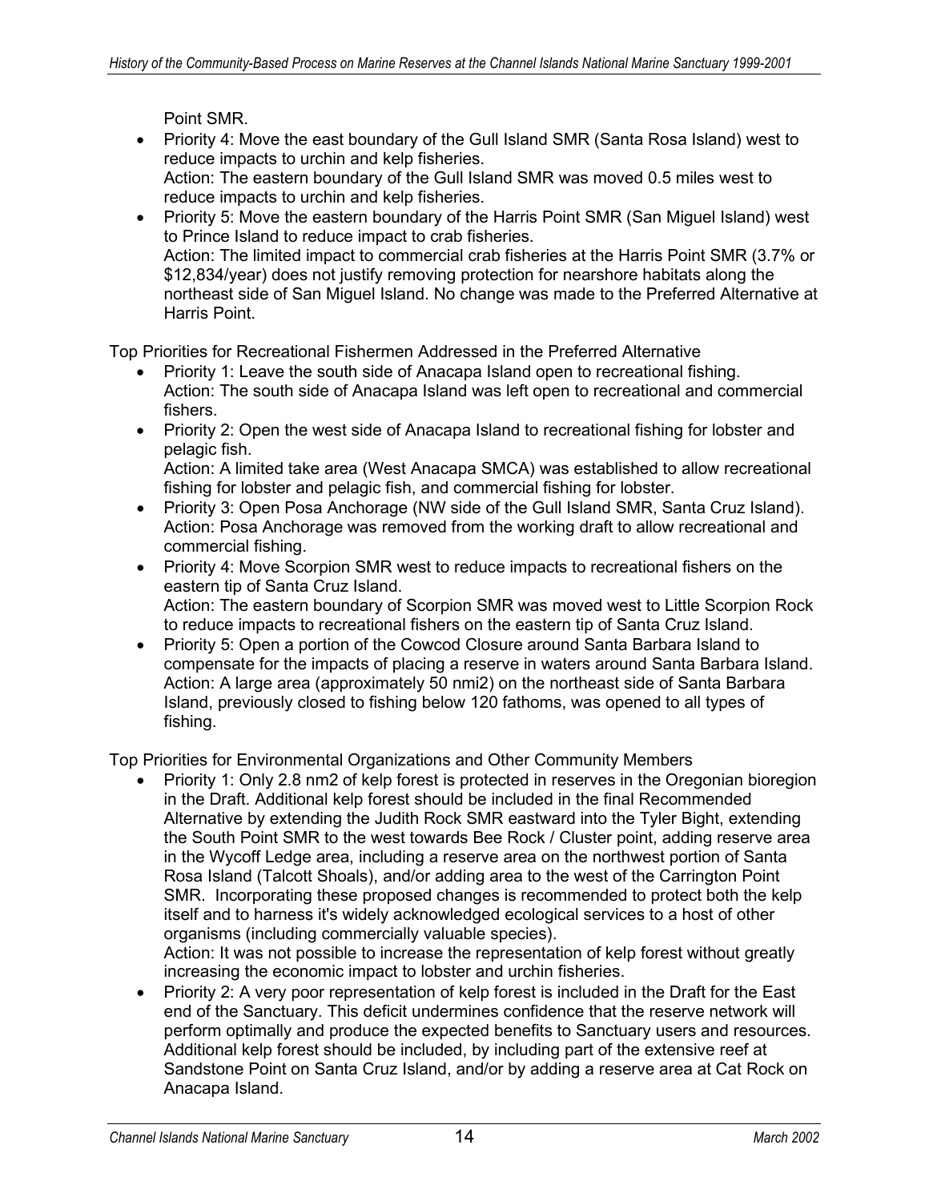Point SMR.

- Priority 4: Move the east boundary of the Gull Island SMR (Santa Rosa Island) west to reduce impacts to urchin and kelp fisheries.
  Action: The eastern boundary of the Gull Island SMR was moved 0.5 miles west to reduce impacts to urchin and kelp fisheries.
- Priority 5: Move the eastern boundary of the Harris Point SMR (San Miguel Island) west to Prince Island to reduce impact to crab fisheries.
  Action: The limited impact to commercial crab fisheries at the Harris Point SMR (3.7% or $12,834/year) does not justify removing protection for nearshore habitats along the northeast side of San Miguel Island. No change was made to the Preferred Alternative at Harris Point.

Top Priorities for Recreational Fishermen Addressed in the Preferred Alternative

- Priority 1: Leave the south side of Anacapa Island open to recreational fishing.
  Action: The south side of Anacapa Island was left open to recreational and commercial fishers.
- Priority 2: Open the west side of Anacapa Island to recreational fishing for lobster and pelagic fish.
  Action: A limited take area (West Anacapa SMCA) was established to allow recreational fishing for lobster and pelagic fish, and commercial fishing for lobster.
- Priority 3: Open Posa Anchorage (NW side of the Gull Island SMR, Santa Cruz Island).
  Action: Posa Anchorage was removed from the working draft to allow recreational and commercial fishing.
- Priority 4: Move Scorpion SMR west to reduce impacts to recreational fishers on the eastern tip of Santa Cruz Island.
  Action: The eastern boundary of Scorpion SMR was moved west to Little Scorpion Rock to reduce impacts to recreational fishers on the eastern tip of Santa Cruz Island.
- Priority 5: Open a portion of the Cowcod Closure around Santa Barbara Island to compensate for the impacts of placing a reserve in waters around Santa Barbara Island.
  Action: A large area (approximately 50 nmi2) on the northeast side of Santa Barbara Island, previously closed to fishing below 120 fathoms, was opened to all types of fishing.

Top Priorities for Environmental Organizations and Other Community Members

- Priority 1: Only 2.8 nm2 of kelp forest is protected in reserves in the Oregonian bioregion in the Draft. Additional kelp forest should be included in the final Recommended Alternative by extending the Judith Rock SMR eastward into the Tyler Bight, extending the South Point SMR to the west towards Bee Rock / Cluster point, adding reserve area in the Wycoff Ledge area, including a reserve area on the northwest portion of Santa Rosa Island (Talcott Shoals), and/or adding area to the west of the Carrington Point SMR. Incorporating these proposed changes is recommended to protect both the kelp itself and to harness it's widely acknowledged ecological services to a host of other organisms (including commercially valuable species).
  Action: It was not possible to increase the representation of kelp forest without greatly increasing the economic impact to lobster and urchin fisheries.
- Priority 2: A very poor representation of kelp forest is included in the Draft for the East end of the Sanctuary. This deficit undermines confidence that the reserve network will perform optimally and produce the expected benefits to Sanctuary users and resources. Additional kelp forest should be included, by including part of the extensive reef at Sandstone Point on Santa Cruz Island, and/or by adding a reserve area at Cat Rock on Anacapa Island.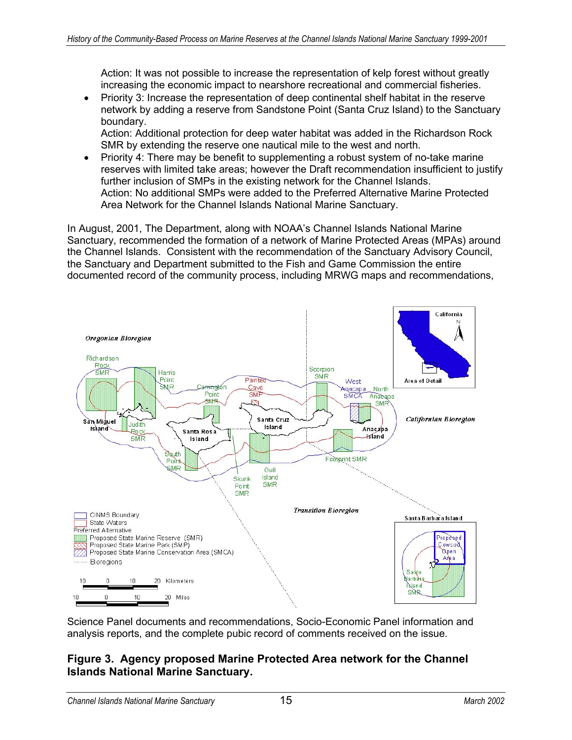Action: It was not possible to increase the representation of kelp forest without greatly increasing the economic impact to nearshore recreational and commercial fisheries.

- Priority 3: Increase the representation of deep continental shelf habitat in the reserve network by adding a reserve from Sandstone Point (Santa Cruz Island) to the Sanctuary boundary.
  Action: Additional protection for deep water habitat was added in the Richardson Rock SMR by extending the reserve one nautical mile to the west and north.
- Priority 4: There may be benefit to supplementing a robust system of no-take marine reserves with limited take areas; however the Draft recommendation insufficient to justify further inclusion of SMPs in the existing network for the Channel Islands.
  Action: No additional SMPs were added to the Preferred Alternative Marine Protected Area Network for the Channel Islands National Marine Sanctuary.

In August, 2001, The Department, along with NOAA's Channel Islands National Marine Sanctuary, recommended the formation of a network of Marine Protected Areas (MPAs) around the Channel Islands. Consistent with the recommendation of the Sanctuary Advisory Council, the Sanctuary and Department submitted to the Fish and Game Commission the entire documented record of the community process, including MRWG maps and recommendations,

Oregonian Bioregion

Californian Bioregion

Transition Bioregion

California

Area of Detail

Richardson Rock SMR

Harris Point SMR

Carrington Point SMR

Painted Cave SMP

Scorpion SMR

West Anacapa SMCA

North Anacapa SMR

San Miguel Island

Judith Rock SMR

Santa Rosa Island

Santa Cruz Island

Anacapa Island

South Point SMR

Skunk Point SMR

Gull Island SMR

Footprint SMR

Santa Barbara Island

Proposed Cowcod Open Area

Santa Barbara Island SMR

CINMS Boundary

State Waters

Preferred Alternative

Proposed State Marine Reserve (SMR)

Proposed State Marine Park (SMP)

Proposed State Marine Conservation Area (SMCA)

Bioregions

10 0 10 20 Kilometers

10 0 10 20 Miles

Science Panel documents and recommendations, Socio-Economic Panel information and analysis reports, and the complete pubic record of comments received on the issue.

**Figure 3. Agency proposed Marine Protected Area network for the Channel Islands National Marine Sanctuary.**